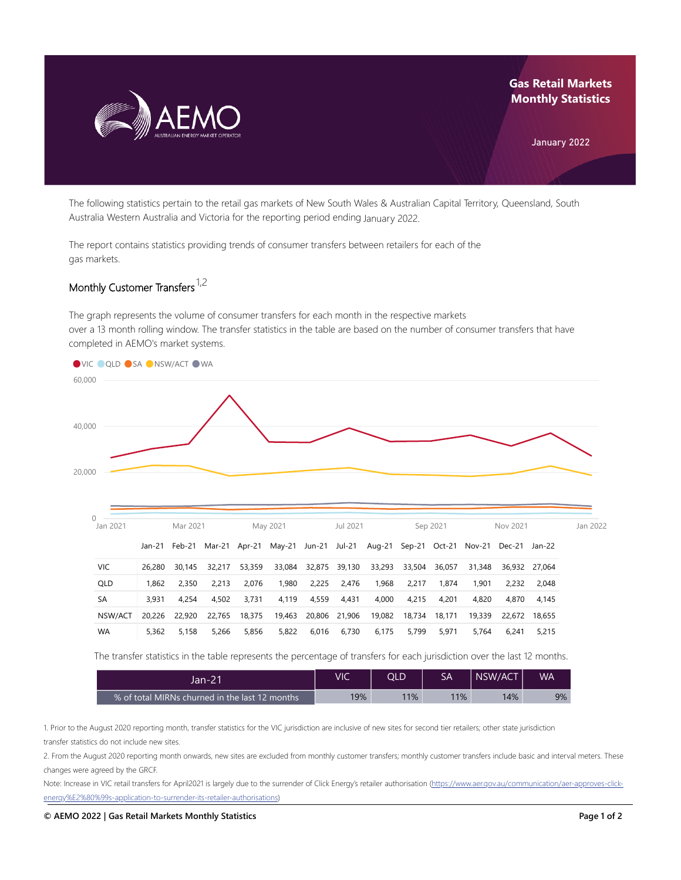# Gas Retail Markets Monthly Statistics

January 2022

The following statistics pertain to the retail gas markets of New South Wales & Australian Capital Territory, Queensland, South Australia Western Australia and Victoria for the reporting period ending January 2022.

The report contains statistics providing trends of consumer transfers between retailers for each of the gas markets.

## Monthly Customer Transfers [1,2]

The graph represents the volume of consumer transfers for each month in the respective markets over a 13 month rolling window. The transfer statistics in the table are based on the number of consumer transfers that have completed in AEMO's market systems.

| | Jan-21 | Feb-21 | Mar-21 | Apr-21 | May-21 | Jun-21 | Jul-21 | Aug-21 | Sep-21 | Oct-21 | Nov-21 | Dec-21 | Jan-22 |
|---|---|---|---|---|---|---|---|---|---|---|---|---|---|
| VIC | 26,280 | 30,145 | 32,217 | 53,359 | 33,084 | 32,875 | 39,130 | 33,293 | 33,504 | 36,057 | 31,348 | 36,932 | 27,064 |
| QLD | 1,862 | 2,350 | 2,213 | 2,076 | 1,980 | 2,225 | 2,476 | 1,968 | 2,217 | 1,874 | 1,901 | 2,232 | 2,048 |
| SA | 3,931 | 4,254 | 4,502 | 3,731 | 4,119 | 4,559 | 4,431 | 4,000 | 4,215 | 4,201 | 4,820 | 4,870 | 4,145 |
| NSW/ACT | 20,226 | 22,920 | 22,765 | 18,375 | 19,463 | 20,806 | 21,906 | 19,082 | 18,734 | 18,171 | 19,339 | 22,672 | 18,655 |
| WA | 5,362 | 5,158 | 5,266 | 5,856 | 5,822 | 6,016 | 6,730 | 6,175 | 5,799 | 5,971 | 5,764 | 6,241 | 5,215 |

The transfer statistics in the table represents the percentage of transfers for each jurisdiction over the last 12 months.

| Jan-21 | VIC | QLD | SA | NSW/ACT | WA |
|---|---|---|---|---|---|
| % of total MIRNs churned in the last 12 months | 19% | 11% | 11% | 14% | 9% |

1. Prior to the August 2020 reporting month, transfer statistics for the VIC jurisdiction are inclusive of new sites for second tier retailers; other state jurisdiction transfer statistics do not include new sites.

2. From the August 2020 reporting month onwards, new sites are excluded from monthly customer transfers; monthly customer transfers include basic and interval meters. These changes were agreed by the GRCF.

Note: Increase in VIC retail transfers for April2021 is largely due to the surrender of Click Energy's retailer authorisation (https://www.aer.gov.au/communication/aer-approves-click-energy%E2%80%99s-application-to-surrender-its-retailer-authorisations)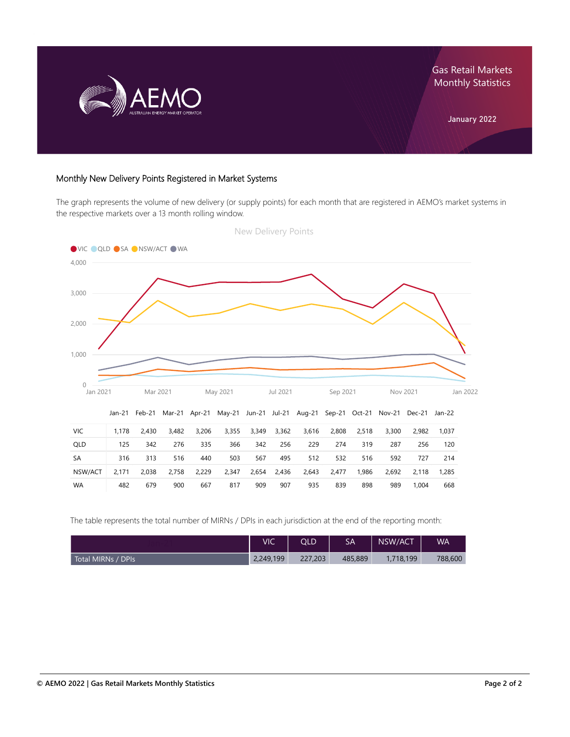Gas Retail Markets Monthly Statistics

January 2022

## Monthly New Delivery Points Registered in Market Systems

The graph represents the volume of new delivery (or supply points) for each month that are registered in AEMO's market systems in the respective markets over a 13 month rolling window.

New Delivery Points

VIC QLD SA NSW/ACT WA

4,000
3,000
2,000
1,000
0

Jan 2021 Mar 2021 May 2021 Jul 2021 Sep 2021 Nov 2021 Jan 2022

| | Jan-21 | Feb-21 | Mar-21 | Apr-21 | May-21 | Jun-21 | Jul-21 | Aug-21 | Sep-21 | Oct-21 | Nov-21 | Dec-21 | Jan-22 |
|---|---|---|---|---|---|---|---|---|---|---|---|---|---|
| VIC | 1,178 | 2,430 | 3,482 | 3,206 | 3,355 | 3,349 | 3,362 | 3,616 | 2,808 | 2,518 | 3,300 | 2,982 | 1,037 |
| QLD | 125 | 342 | 276 | 335 | 366 | 342 | 256 | 229 | 274 | 319 | 287 | 256 | 120 |
| SA | 316 | 313 | 516 | 440 | 503 | 567 | 495 | 512 | 532 | 516 | 592 | 727 | 214 |
| NSW/ACT | 2,171 | 2,038 | 2,758 | 2,229 | 2,347 | 2,654 | 2,436 | 2,643 | 2,477 | 1,986 | 2,692 | 2,118 | 1,285 |
| WA | 482 | 679 | 900 | 667 | 817 | 909 | 907 | 935 | 839 | 898 | 989 | 1,004 | 668 |

The table represents the total number of MIRNs / DPIs in each jurisdiction at the end of the reporting month:

| Jan-22 | VIC | QLD | SA | NSW/ACT | WA |
|---|---|---|---|---|---|
| Total MIRNs / DPIs | 2,249,199 | 227,203 | 485,889 | 1,718,199 | 788,600 |